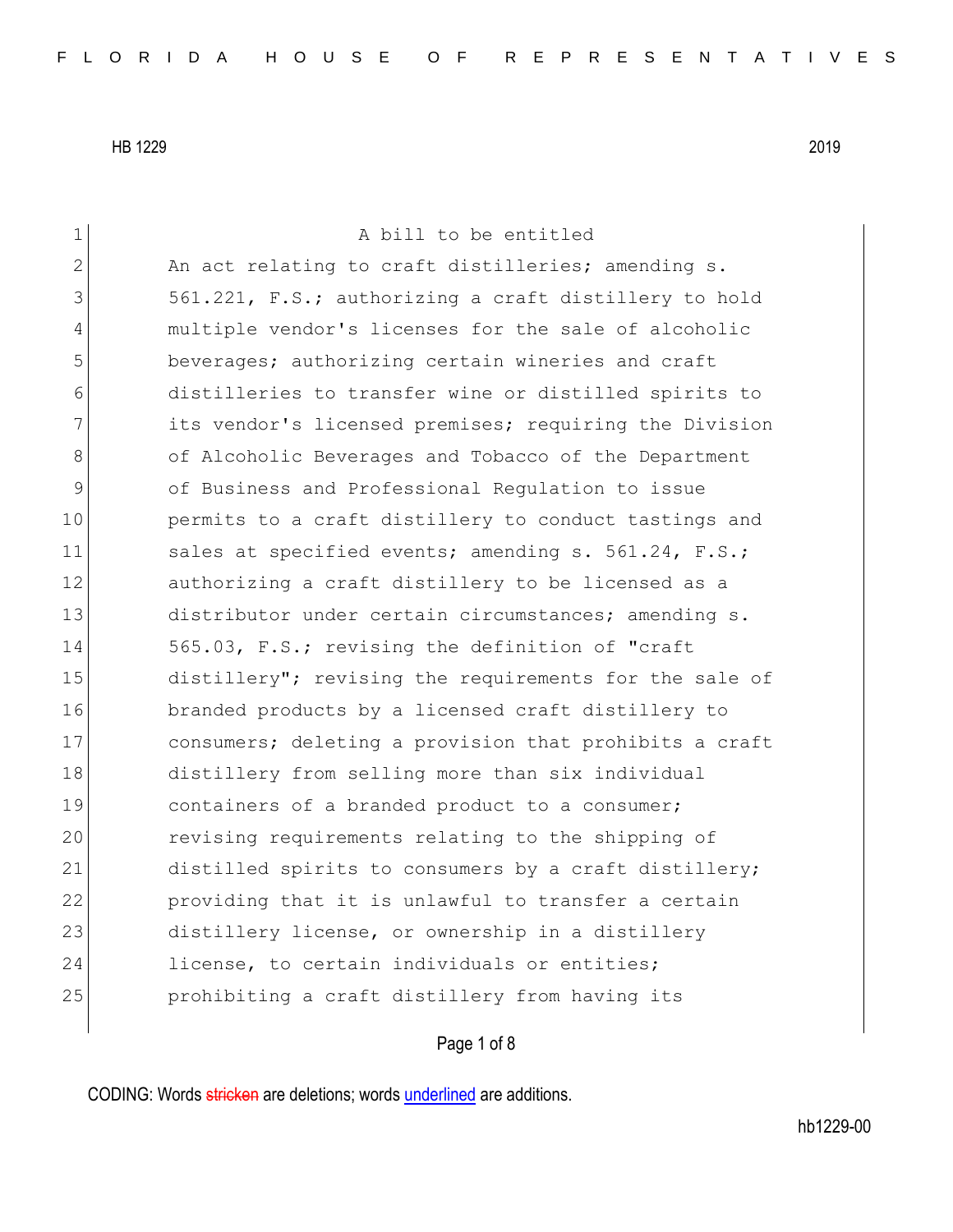HB 1229 2019

A bill to be entitled

An act relating to craft distilleries; amending s. 561.221, F.S.; authorizing a craft distillery to hold multiple vendor's licenses for the sale of alcoholic beverages; authorizing certain wineries and craft distilleries to transfer wine or distilled spirits to its vendor's licensed premises; requiring the Division of Alcoholic Beverages and Tobacco of the Department of Business and Professional Regulation to issue permits to a craft distillery to conduct tastings and sales at specified events; amending s. 561.24, F.S.; authorizing a craft distillery to be licensed as a distributor under certain circumstances; amending s. 565.03, F.S.; revising the definition of "craft distillery"; revising the requirements for the sale of branded products by a licensed craft distillery to consumers; deleting a provision that prohibits a craft distillery from selling more than six individual containers of a branded product to a consumer; revising requirements relating to the shipping of distilled spirits to consumers by a craft distillery; providing that it is unlawful to transfer a certain distillery license, or ownership in a distillery license, to certain individuals or entities; prohibiting a craft distillery from having its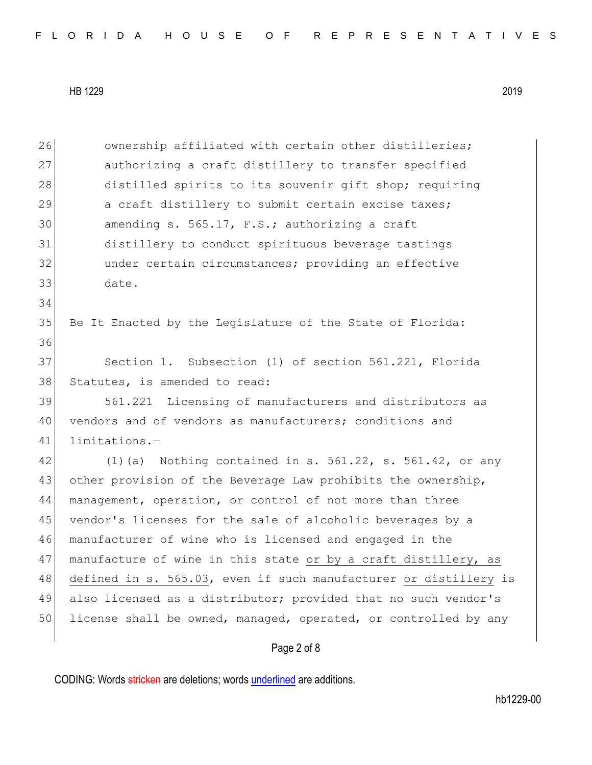ownership affiliated with certain other distilleries; authorizing a craft distillery to transfer specified distilled spirits to its souvenir gift shop; requiring a craft distillery to submit certain excise taxes; amending s. 565.17, F.S.; authorizing a craft distillery to conduct spirituous beverage tastings under certain circumstances; providing an effective date.

Be It Enacted by the Legislature of the State of Florida:

Section 1. Subsection (1) of section 561.221, Florida Statutes, is amended to read:

561.221 Licensing of manufacturers and distributors as vendors and of vendors as manufacturers; conditions and limitations.—

(1)(a) Nothing contained in s. 561.22, s. 561.42, or any other provision of the Beverage Law prohibits the ownership, management, operation, or control of not more than three vendor's licenses for the sale of alcoholic beverages by a manufacturer of wine who is licensed and engaged in the manufacture of wine in this state <u>or by a craft distillery, as defined in s. 565.03</u>, even if such manufacturer <u>or distillery</u> is also licensed as a distributor; provided that no such vendor's license shall be owned, managed, operated, or controlled by any

CODING: Words ~~stricken~~ are deletions; words <u>underlined</u> are additions.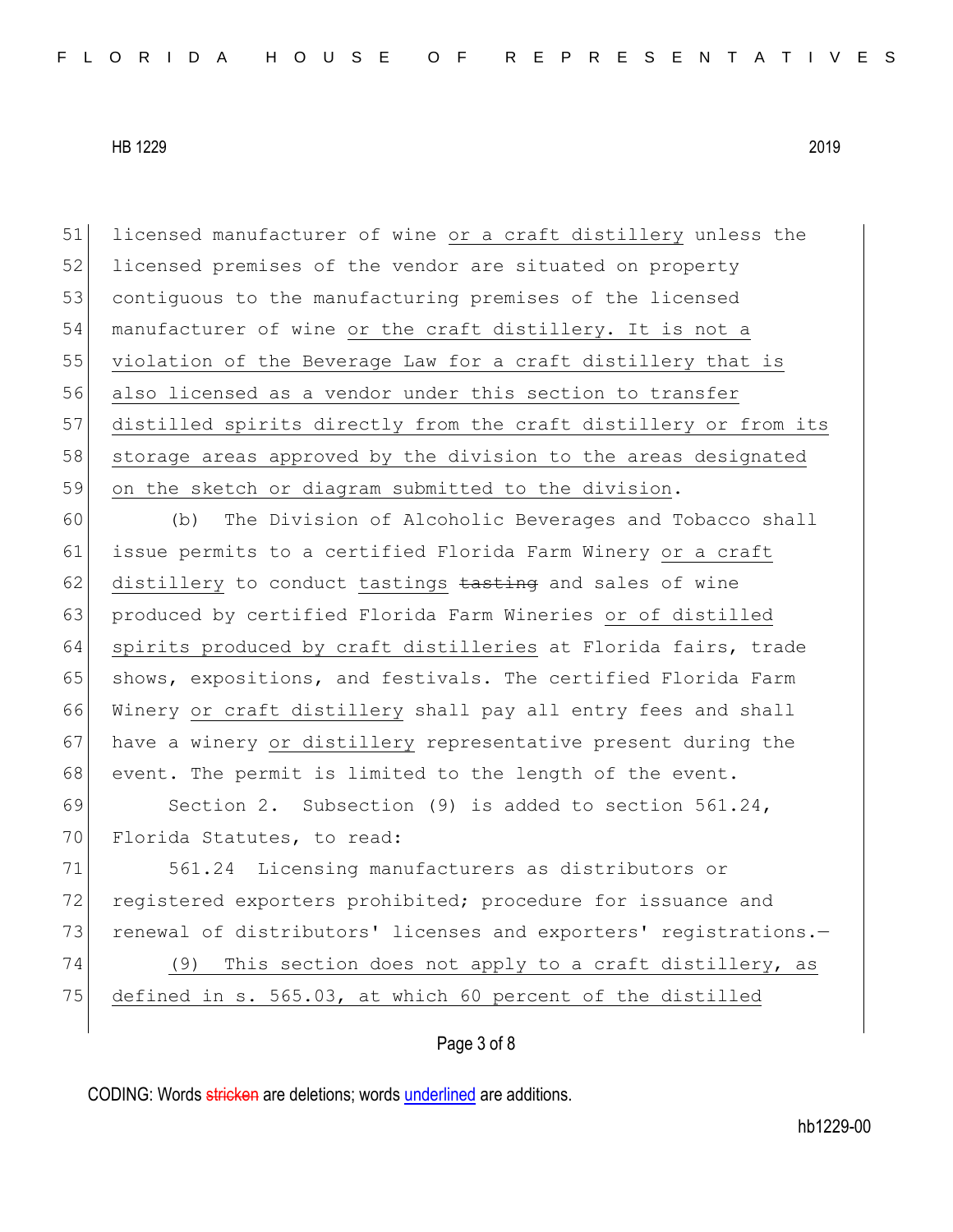licensed manufacturer of wine or a craft distillery unless the licensed premises of the vendor are situated on property contiguous to the manufacturing premises of the licensed manufacturer of wine or the craft distillery. It is not a violation of the Beverage Law for a craft distillery that is also licensed as a vendor under this section to transfer distilled spirits directly from the craft distillery or from its storage areas approved by the division to the areas designated on the sketch or diagram submitted to the division.

(b) The Division of Alcoholic Beverages and Tobacco shall issue permits to a certified Florida Farm Winery or a craft distillery to conduct tastings ~~tasting~~ and sales of wine produced by certified Florida Farm Wineries or of distilled spirits produced by craft distilleries at Florida fairs, trade shows, expositions, and festivals. The certified Florida Farm Winery or craft distillery shall pay all entry fees and shall have a winery or distillery representative present during the event. The permit is limited to the length of the event.

Section 2. Subsection (9) is added to section 561.24, Florida Statutes, to read:

561.24 Licensing manufacturers as distributors or registered exporters prohibited; procedure for issuance and renewal of distributors' licenses and exporters' registrations.—

(9) This section does not apply to a craft distillery, as defined in s. 565.03, at which 60 percent of the distilled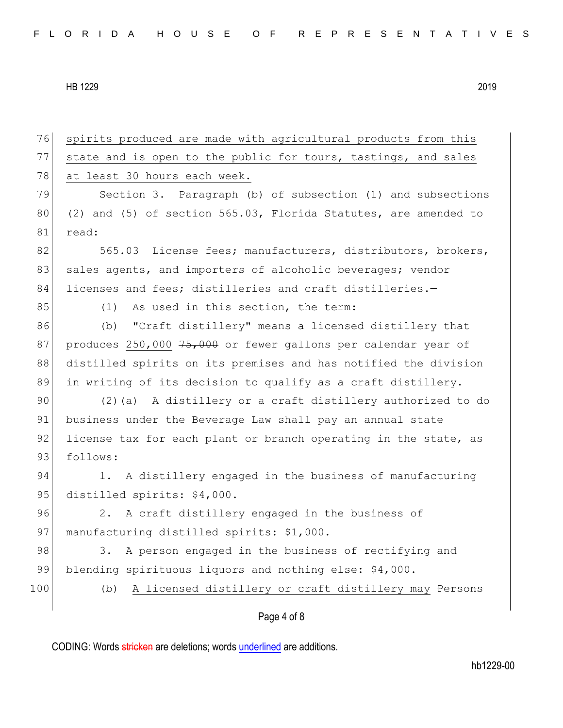spirits produced are made with agricultural products from this state and is open to the public for tours, tastings, and sales at least 30 hours each week.

Section 3. Paragraph (b) of subsection (1) and subsections (2) and (5) of section 565.03, Florida Statutes, are amended to read:

565.03 License fees; manufacturers, distributors, brokers, sales agents, and importers of alcoholic beverages; vendor licenses and fees; distilleries and craft distilleries.—

(1) As used in this section, the term:

(b) "Craft distillery" means a licensed distillery that produces 250,000 ~~75,000~~ or fewer gallons per calendar year of distilled spirits on its premises and has notified the division in writing of its decision to qualify as a craft distillery.

(2)(a) A distillery or a craft distillery authorized to do business under the Beverage Law shall pay an annual state license tax for each plant or branch operating in the state, as follows:

1. A distillery engaged in the business of manufacturing distilled spirits: $4,000.

2. A craft distillery engaged in the business of manufacturing distilled spirits: $1,000.

3. A person engaged in the business of rectifying and blending spirituous liquors and nothing else: $4,000.

(b) A licensed distillery or craft distillery may ~~Persons~~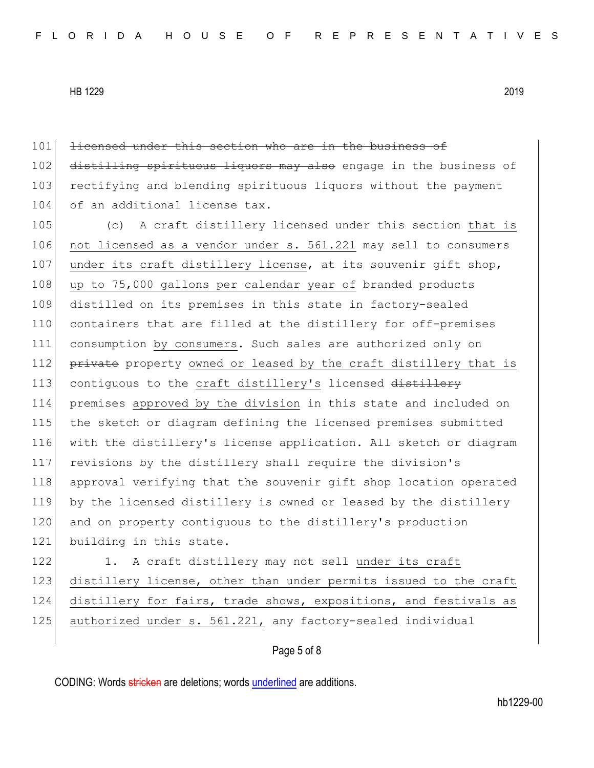101 ~~licensed under this section who are in the business of~~
102 ~~distilling spirituous liquors may also~~ engage in the business of
103 rectifying and blending spirituous liquors without the payment
104 of an additional license tax.

105 (c) A craft distillery licensed under this section <u>that is</u>
106 <u>not licensed as a vendor under s. 561.221</u> may sell to consumers
107 <u>under its craft distillery license</u>, at its souvenir gift shop,
108 <u>up to 75,000 gallons per calendar year of</u> branded products
109 distilled on its premises in this state in factory-sealed
110 containers that are filled at the distillery for off-premises
111 consumption <u>by consumers</u>. Such sales are authorized only on
112 ~~private~~ property <u>owned or leased by the craft distillery that is</u>
113 contiguous to the <u>craft distillery's</u> licensed ~~distillery~~
114 premises <u>approved by the division</u> in this state and included on
115 the sketch or diagram defining the licensed premises submitted
116 with the distillery's license application. All sketch or diagram
117 revisions by the distillery shall require the division's
118 approval verifying that the souvenir gift shop location operated
119 by the licensed distillery is owned or leased by the distillery
120 and on property contiguous to the distillery's production
121 building in this state.

122 1. A craft distillery may not sell <u>under its craft</u>
123 <u>distillery license, other than under permits issued to the craft</u>
124 <u>distillery for fairs, trade shows, expositions, and festivals as</u>
125 <u>authorized under s. 561.221,</u> any factory-sealed individual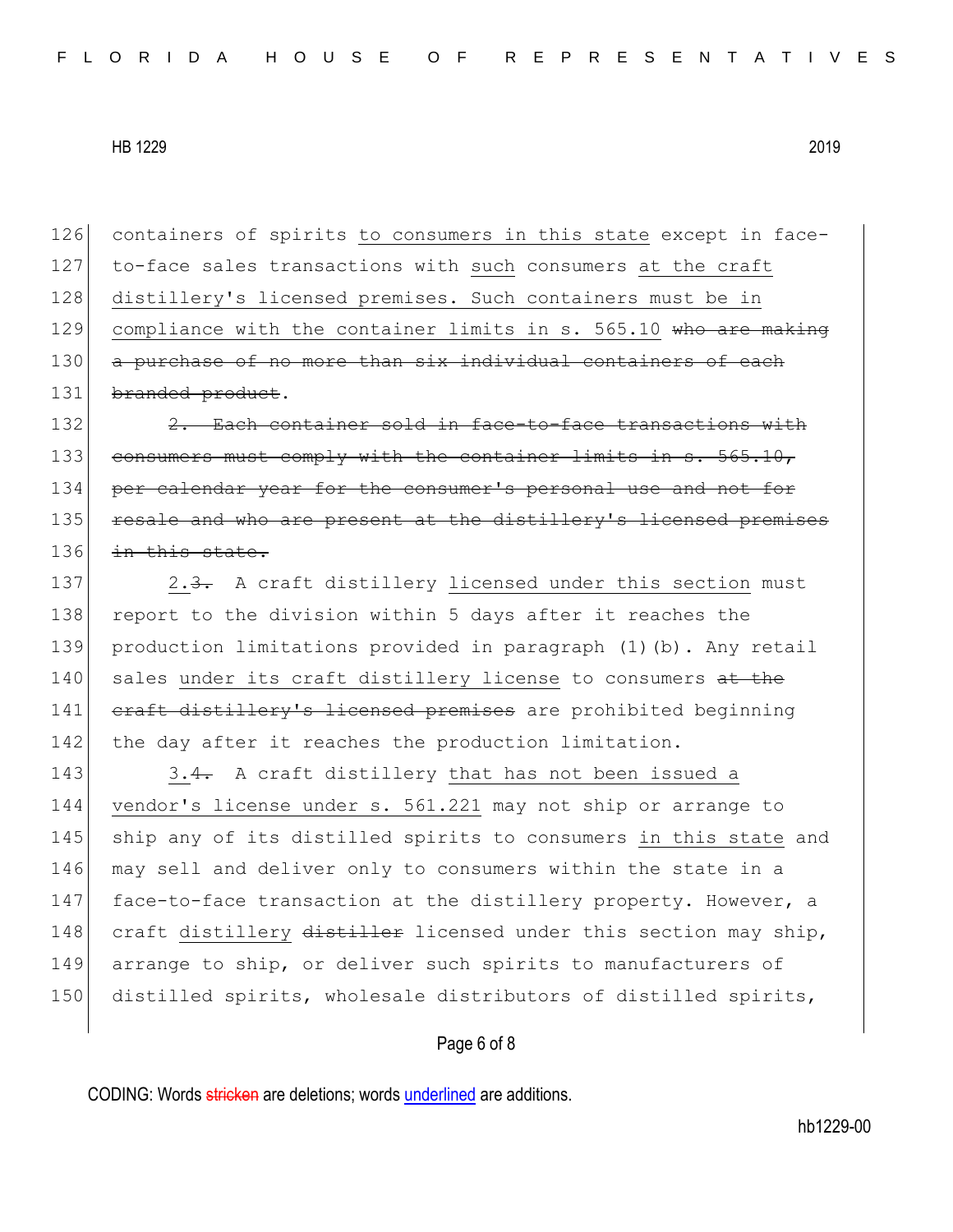126 containers of spirits to consumers in this state except in face-
127 to-face sales transactions with such consumers at the craft
128 distillery's licensed premises. Such containers must be in
129 compliance with the container limits in s. 565.10 ~~who are making~~
130 ~~a purchase of no more than six individual containers of each~~
131 ~~branded product~~.

132 ~~2. Each container sold in face-to-face transactions with~~
133 ~~consumers must comply with the container limits in s. 565.10,~~
134 ~~per calendar year for the consumer's personal use and not for~~
135 ~~resale and who are present at the distillery's licensed premises~~
136 ~~in this state.~~

137 2.~~3.~~ A craft distillery licensed under this section must
138 report to the division within 5 days after it reaches the
139 production limitations provided in paragraph (1)(b). Any retail
140 sales under its craft distillery license to consumers ~~at the~~
141 ~~craft distillery's licensed premises~~ are prohibited beginning
142 the day after it reaches the production limitation.

143 3.~~4.~~ A craft distillery that has not been issued a
144 vendor's license under s. 561.221 may not ship or arrange to
145 ship any of its distilled spirits to consumers in this state and
146 may sell and deliver only to consumers within the state in a
147 face-to-face transaction at the distillery property. However, a
148 craft distillery ~~distiller~~ licensed under this section may ship,
149 arrange to ship, or deliver such spirits to manufacturers of
150 distilled spirits, wholesale distributors of distilled spirits,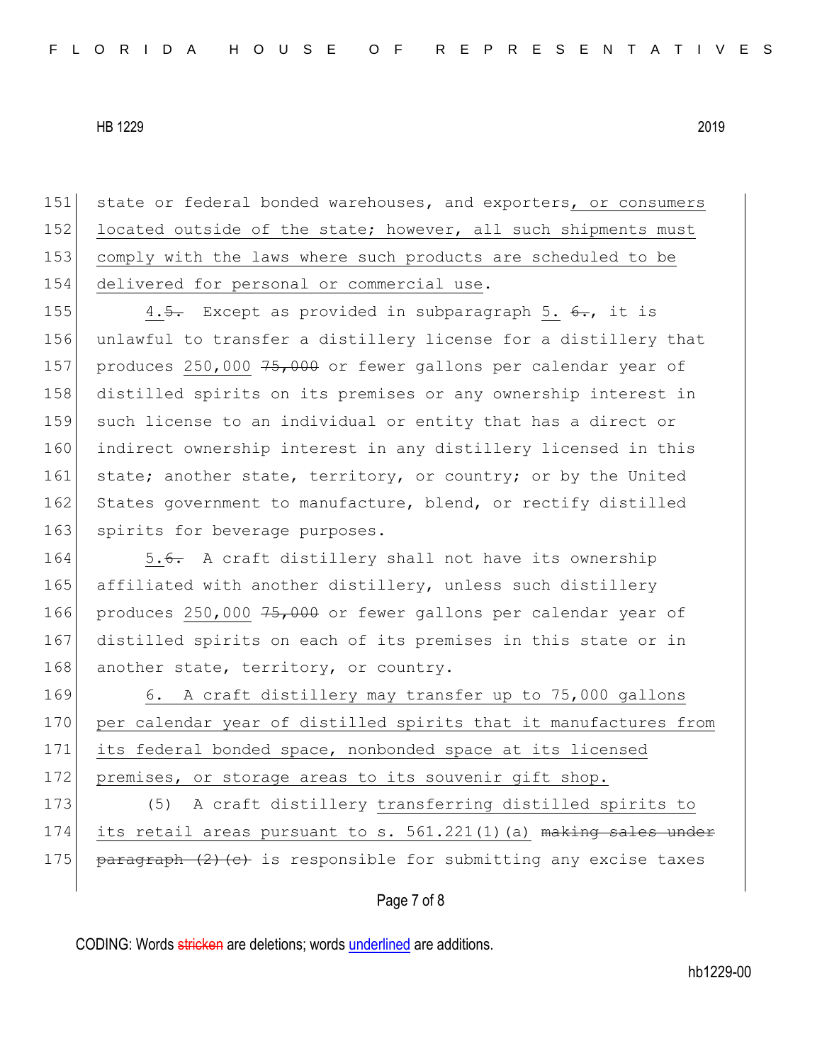151 state or federal bonded warehouses, and exporters, or consumers
152 located outside of the state; however, all such shipments must
153 comply with the laws where such products are scheduled to be
154 delivered for personal or commercial use.

155 4. ~~5.~~ Except as provided in subparagraph 5. ~~6.~~, it is
156 unlawful to transfer a distillery license for a distillery that
157 produces 250,000 ~~75,000~~ or fewer gallons per calendar year of
158 distilled spirits on its premises or any ownership interest in
159 such license to an individual or entity that has a direct or
160 indirect ownership interest in any distillery licensed in this
161 state; another state, territory, or country; or by the United
162 States government to manufacture, blend, or rectify distilled
163 spirits for beverage purposes.

164 5. ~~6.~~ A craft distillery shall not have its ownership
165 affiliated with another distillery, unless such distillery
166 produces 250,000 ~~75,000~~ or fewer gallons per calendar year of
167 distilled spirits on each of its premises in this state or in
168 another state, territory, or country.

169 6. A craft distillery may transfer up to 75,000 gallons
170 per calendar year of distilled spirits that it manufactures from
171 its federal bonded space, nonbonded space at its licensed
172 premises, or storage areas to its souvenir gift shop.

173 (5) A craft distillery transferring distilled spirits to
174 its retail areas pursuant to s. 561.221(1)(a) ~~making sales under~~
175 ~~paragraph (2)(c)~~ is responsible for submitting any excise taxes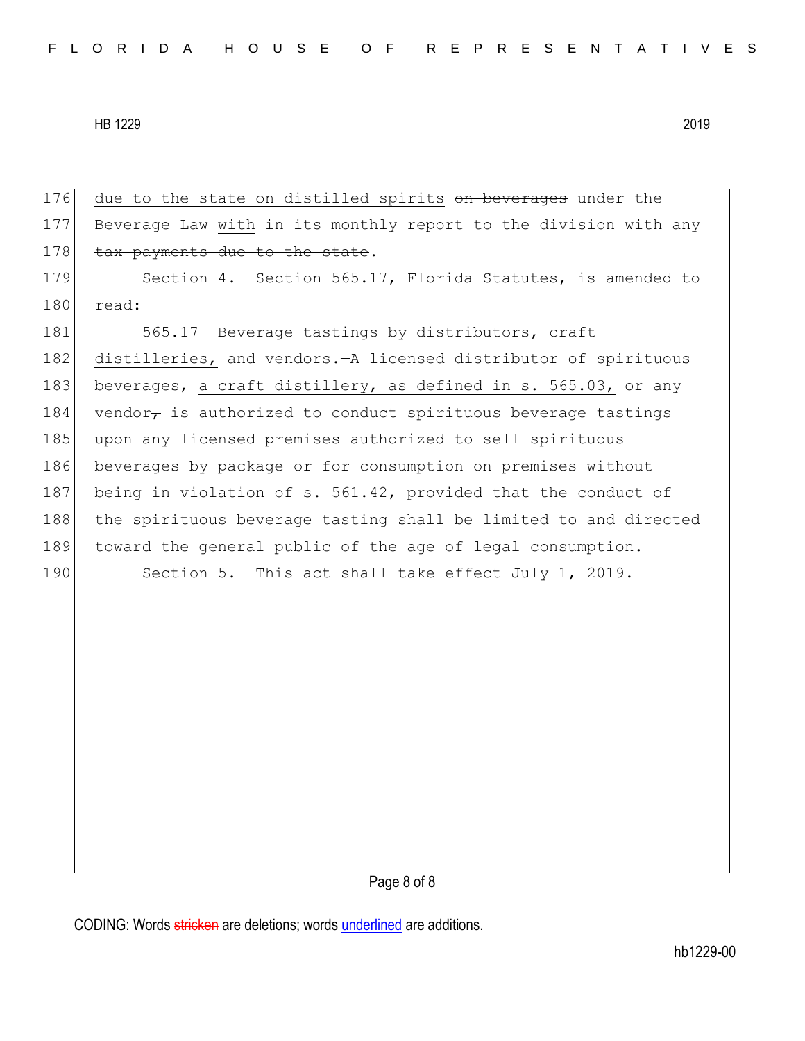176 due to the state on distilled spirits ~~on beverages~~ under the
177 Beverage Law with ~~in~~ its monthly report to the division ~~with any~~
178 ~~tax payments due to the state~~.

179 Section 4. Section 565.17, Florida Statutes, is amended to
180 read:

181 565.17 Beverage tastings by distributors, craft
182 distilleries, and vendors.—A licensed distributor of spirituous
183 beverages, a craft distillery, as defined in s. 565.03, or any
184 vendor~~,~~ is authorized to conduct spirituous beverage tastings
185 upon any licensed premises authorized to sell spirituous
186 beverages by package or for consumption on premises without
187 being in violation of s. 561.42, provided that the conduct of
188 the spirituous beverage tasting shall be limited to and directed
189 toward the general public of the age of legal consumption.

190 Section 5. This act shall take effect July 1, 2019.

CODING: Words ~~stricken~~ are deletions; words underlined are additions.